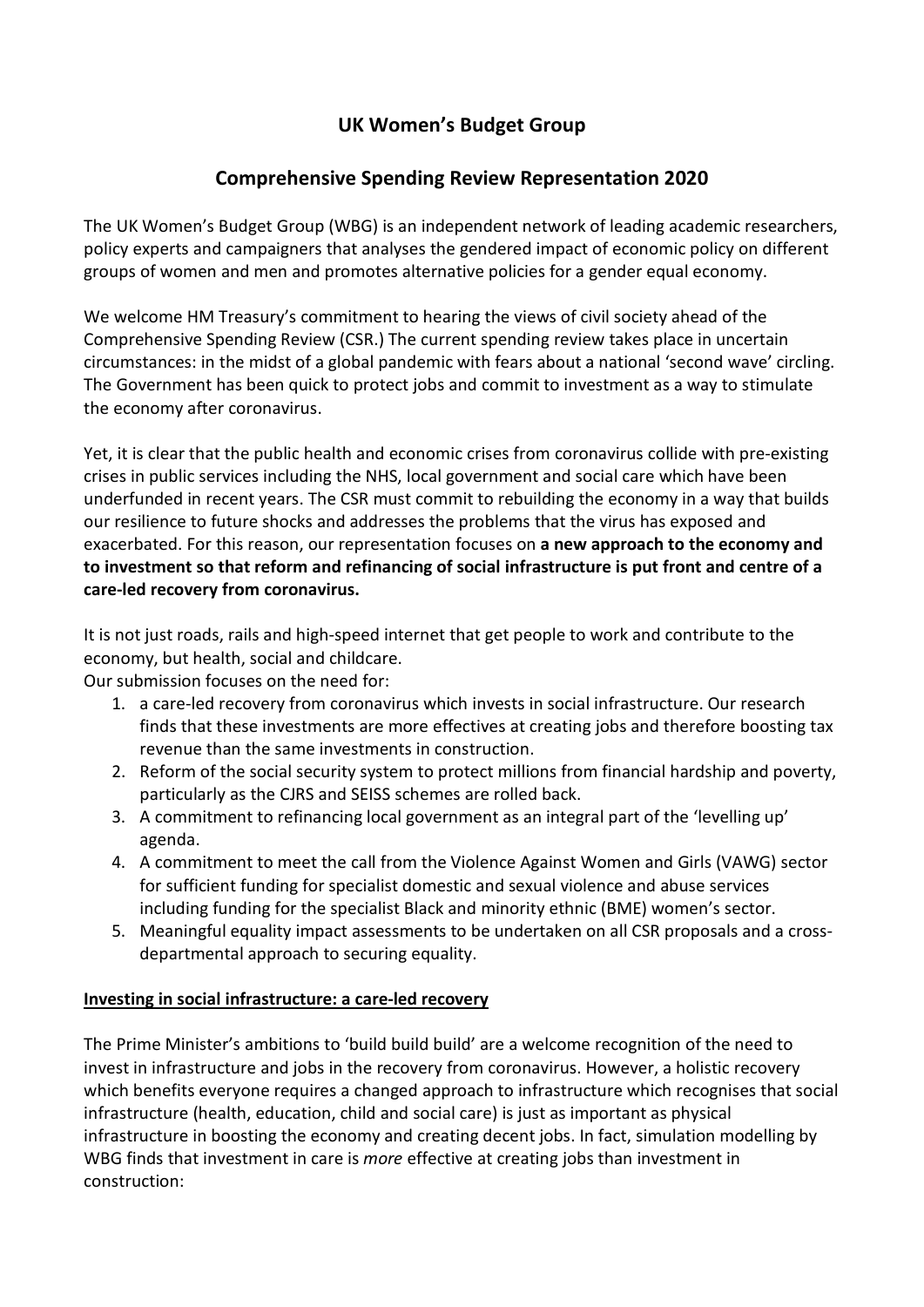# UK Women's Budget Group

## Comprehensive Spending Review Representation 2020

The UK Women's Budget Group (WBG) is an independent network of leading academic researchers, policy experts and campaigners that analyses the gendered impact of economic policy on different groups of women and men and promotes alternative policies for a gender equal economy.

We welcome HM Treasury's commitment to hearing the views of civil society ahead of the Comprehensive Spending Review (CSR.) The current spending review takes place in uncertain circumstances: in the midst of a global pandemic with fears about a national 'second wave' circling. The Government has been quick to protect jobs and commit to investment as a way to stimulate the economy after coronavirus.

Yet, it is clear that the public health and economic crises from coronavirus collide with pre-existing crises in public services including the NHS, local government and social care which have been underfunded in recent years. The CSR must commit to rebuilding the economy in a way that builds our resilience to future shocks and addresses the problems that the virus has exposed and exacerbated. For this reason, our representation focuses on **a new approach to the economy and to investment so that reform and refinancing of social infrastructure is put front and centre of a care-led recovery from coronavirus.**

It is not just roads, rails and high-speed internet that get people to work and contribute to the economy, but health, social and childcare.
Our submission focuses on the need for:

1. a care-led recovery from coronavirus which invests in social infrastructure. Our research finds that these investments are more effectives at creating jobs and therefore boosting tax revenue than the same investments in construction.
2. Reform of the social security system to protect millions from financial hardship and poverty, particularly as the CJRS and SEISS schemes are rolled back.
3. A commitment to refinancing local government as an integral part of the 'levelling up' agenda.
4. A commitment to meet the call from the Violence Against Women and Girls (VAWG) sector for sufficient funding for specialist domestic and sexual violence and abuse services including funding for the specialist Black and minority ethnic (BME) women's sector.
5. Meaningful equality impact assessments to be undertaken on all CSR proposals and a cross-departmental approach to securing equality.

**Investing in social infrastructure: a care-led recovery**

The Prime Minister's ambitions to 'build build build' are a welcome recognition of the need to invest in infrastructure and jobs in the recovery from coronavirus. However, a holistic recovery which benefits everyone requires a changed approach to infrastructure which recognises that social infrastructure (health, education, child and social care) is just as important as physical infrastructure in boosting the economy and creating decent jobs. In fact, simulation modelling by WBG finds that investment in care is *more* effective at creating jobs than investment in construction: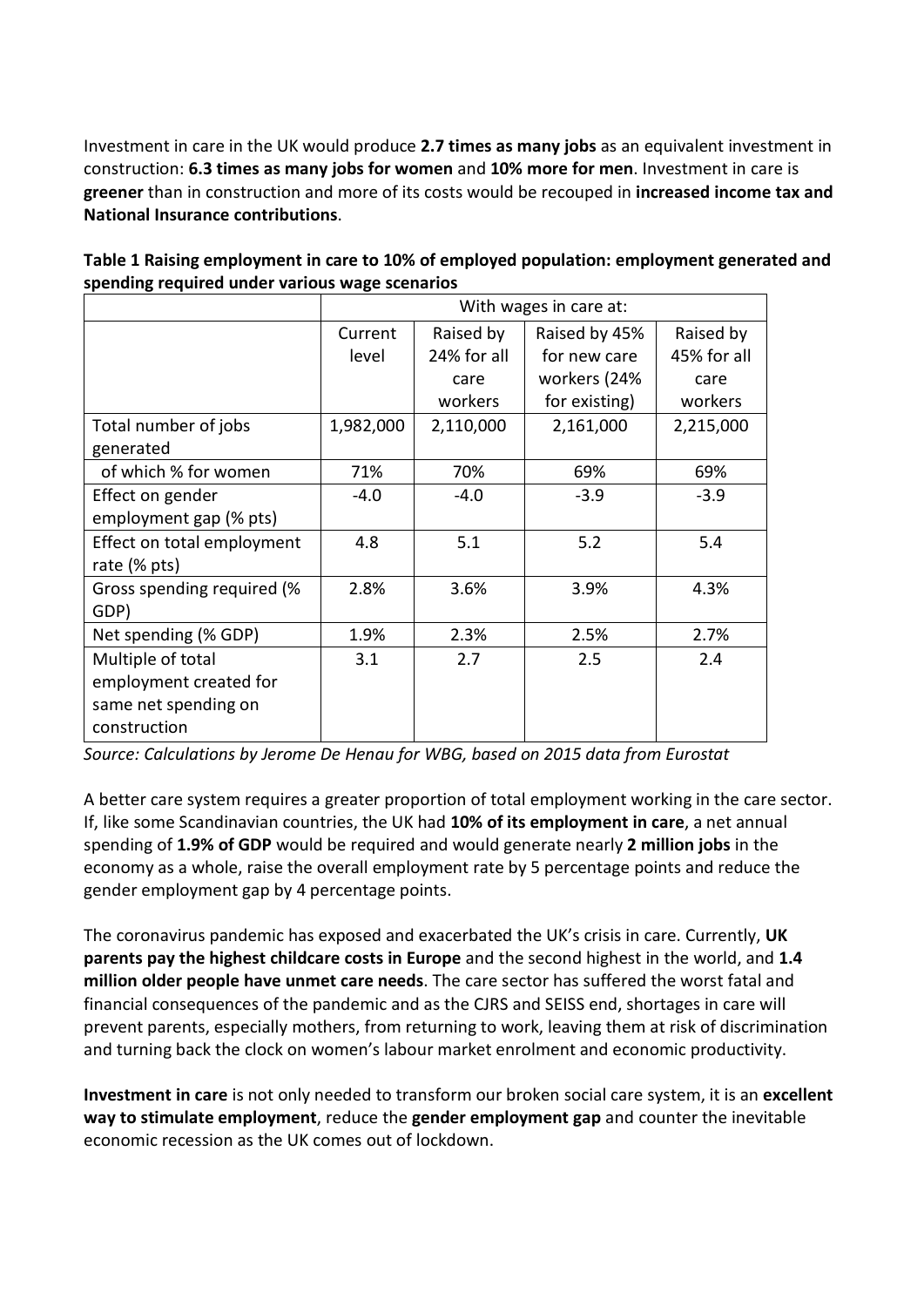Investment in care in the UK would produce **2.7 times as many jobs** as an equivalent investment in construction: **6.3 times as many jobs for women** and **10% more for men**. Investment in care is **greener** than in construction and more of its costs would be recouped in **increased income tax and National Insurance contributions**.

**Table 1 Raising employment in care to 10% of employed population: employment generated and spending required under various wage scenarios**

| | With wages in care at: | | | |
|---|---|---|---|---|
| | Current level | Raised by 24% for all care workers | Raised by 45% for new care workers (24% for existing) | Raised by 45% for all care workers |
| Total number of jobs generated | 1,982,000 | 2,110,000 | 2,161,000 | 2,215,000 |
| of which % for women | 71% | 70% | 69% | 69% |
| Effect on gender employment gap (% pts) | -4.0 | -4.0 | -3.9 | -3.9 |
| Effect on total employment rate (% pts) | 4.8 | 5.1 | 5.2 | 5.4 |
| Gross spending required (% GDP) | 2.8% | 3.6% | 3.9% | 4.3% |
| Net spending (% GDP) | 1.9% | 2.3% | 2.5% | 2.7% |
| Multiple of total employment created for same net spending on construction | 3.1 | 2.7 | 2.5 | 2.4 |

*Source: Calculations by Jerome De Henau for WBG, based on 2015 data from Eurostat*

A better care system requires a greater proportion of total employment working in the care sector. If, like some Scandinavian countries, the UK had **10% of its employment in care**, a net annual spending of **1.9% of GDP** would be required and would generate nearly **2 million jobs** in the economy as a whole, raise the overall employment rate by 5 percentage points and reduce the gender employment gap by 4 percentage points.

The coronavirus pandemic has exposed and exacerbated the UK's crisis in care. Currently, **UK parents pay the highest childcare costs in Europe** and the second highest in the world, and **1.4 million older people have unmet care needs**. The care sector has suffered the worst fatal and financial consequences of the pandemic and as the CJRS and SEISS end, shortages in care will prevent parents, especially mothers, from returning to work, leaving them at risk of discrimination and turning back the clock on women's labour market enrolment and economic productivity.

**Investment in care** is not only needed to transform our broken social care system, it is an **excellent way to stimulate employment**, reduce the **gender employment gap** and counter the inevitable economic recession as the UK comes out of lockdown.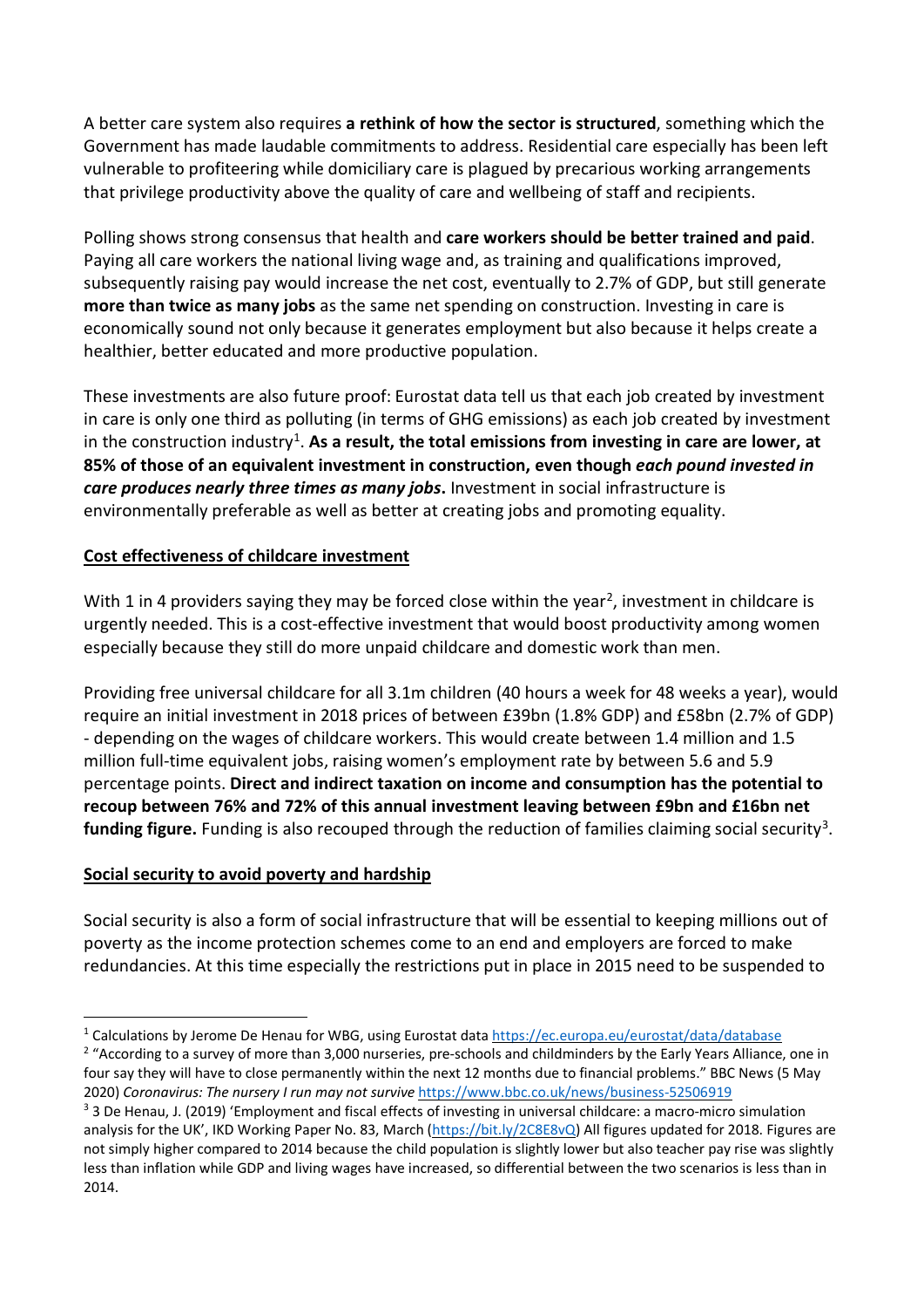A better care system also requires **a rethink of how the sector is structured**, something which the Government has made laudable commitments to address. Residential care especially has been left vulnerable to profiteering while domiciliary care is plagued by precarious working arrangements that privilege productivity above the quality of care and wellbeing of staff and recipients.

Polling shows strong consensus that health and **care workers should be better trained and paid**. Paying all care workers the national living wage and, as training and qualifications improved, subsequently raising pay would increase the net cost, eventually to 2.7% of GDP, but still generate **more than twice as many jobs** as the same net spending on construction. Investing in care is economically sound not only because it generates employment but also because it helps create a healthier, better educated and more productive population.

These investments are also future proof: Eurostat data tell us that each job created by investment in care is only one third as polluting (in terms of GHG emissions) as each job created by investment in the construction industry[1]. **As a result, the total emissions from investing in care are lower, at 85% of those of an equivalent investment in construction, even though *each pound invested in care produces nearly three times as many jobs*.** Investment in social infrastructure is environmentally preferable as well as better at creating jobs and promoting equality.

## Cost effectiveness of childcare investment

With 1 in 4 providers saying they may be forced close within the year[2], investment in childcare is urgently needed. This is a cost-effective investment that would boost productivity among women especially because they still do more unpaid childcare and domestic work than men.

Providing free universal childcare for all 3.1m children (40 hours a week for 48 weeks a year), would require an initial investment in 2018 prices of between £39bn (1.8% GDP) and £58bn (2.7% of GDP) - depending on the wages of childcare workers. This would create between 1.4 million and 1.5 million full-time equivalent jobs, raising women's employment rate by between 5.6 and 5.9 percentage points. **Direct and indirect taxation on income and consumption has the potential to recoup between 76% and 72% of this annual investment leaving between £9bn and £16bn net funding figure.** Funding is also recouped through the reduction of families claiming social security[3].

## Social security to avoid poverty and hardship

Social security is also a form of social infrastructure that will be essential to keeping millions out of poverty as the income protection schemes come to an end and employers are forced to make redundancies. At this time especially the restrictions put in place in 2015 need to be suspended to

---

[1] Calculations by Jerome De Henau for WBG, using Eurostat data https://ec.europa.eu/eurostat/data/database

[2] "According to a survey of more than 3,000 nurseries, pre-schools and childminders by the Early Years Alliance, one in four say they will have to close permanently within the next 12 months due to financial problems." BBC News (5 May 2020) *Coronavirus: The nursery I run may not survive* https://www.bbc.co.uk/news/business-52506919

[3] 3 De Henau, J. (2019) 'Employment and fiscal effects of investing in universal childcare: a macro-micro simulation analysis for the UK', IKD Working Paper No. 83, March (https://bit.ly/2C8E8vQ) All figures updated for 2018. Figures are not simply higher compared to 2014 because the child population is slightly lower but also teacher pay rise was slightly less than inflation while GDP and living wages have increased, so differential between the two scenarios is less than in 2014.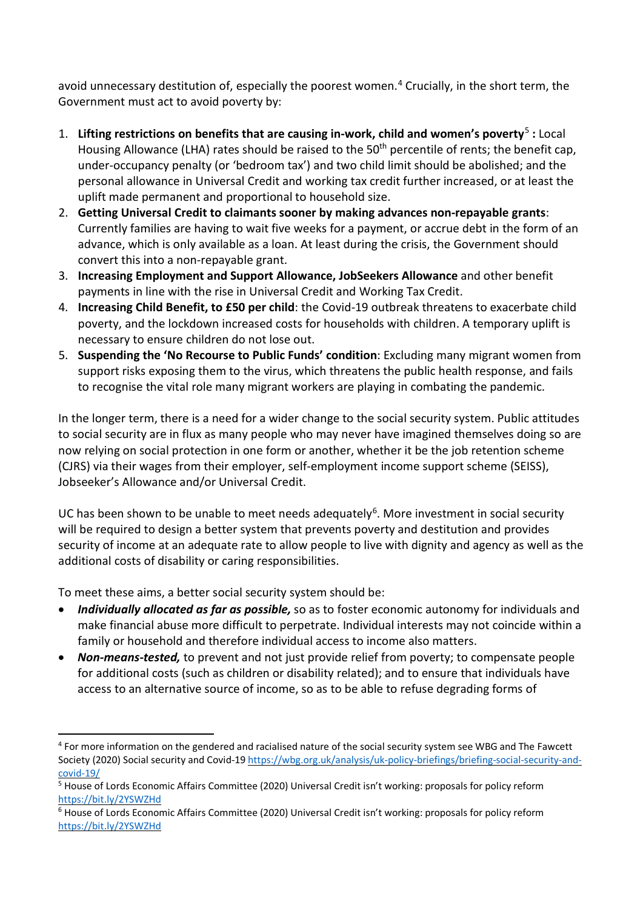avoid unnecessary destitution of, especially the poorest women.[4] Crucially, in the short term, the Government must act to avoid poverty by:

1. **Lifting restrictions on benefits that are causing in-work, child and women's poverty**[5] **:** Local Housing Allowance (LHA) rates should be raised to the 50th percentile of rents; the benefit cap, under-occupancy penalty (or 'bedroom tax') and two child limit should be abolished; and the personal allowance in Universal Credit and working tax credit further increased, or at least the uplift made permanent and proportional to household size.
2. **Getting Universal Credit to claimants sooner by making advances non-repayable grants**: Currently families are having to wait five weeks for a payment, or accrue debt in the form of an advance, which is only available as a loan. At least during the crisis, the Government should convert this into a non-repayable grant.
3. **Increasing Employment and Support Allowance, JobSeekers Allowance** and other benefit payments in line with the rise in Universal Credit and Working Tax Credit.
4. **Increasing Child Benefit, to £50 per child**: the Covid-19 outbreak threatens to exacerbate child poverty, and the lockdown increased costs for households with children. A temporary uplift is necessary to ensure children do not lose out.
5. **Suspending the 'No Recourse to Public Funds' condition**: Excluding many migrant women from support risks exposing them to the virus, which threatens the public health response, and fails to recognise the vital role many migrant workers are playing in combating the pandemic.

In the longer term, there is a need for a wider change to the social security system. Public attitudes to social security are in flux as many people who may never have imagined themselves doing so are now relying on social protection in one form or another, whether it be the job retention scheme (CJRS) via their wages from their employer, self-employment income support scheme (SEISS), Jobseeker's Allowance and/or Universal Credit.

UC has been shown to be unable to meet needs adequately[6]. More investment in social security will be required to design a better system that prevents poverty and destitution and provides security of income at an adequate rate to allow people to live with dignity and agency as well as the additional costs of disability or caring responsibilities.

To meet these aims, a better social security system should be:

- ***Individually allocated as far as possible,*** so as to foster economic autonomy for individuals and make financial abuse more difficult to perpetrate. Individual interests may not coincide within a family or household and therefore individual access to income also matters.
- ***Non-means-tested,*** to prevent and not just provide relief from poverty; to compensate people for additional costs (such as children or disability related); and to ensure that individuals have access to an alternative source of income, so as to be able to refuse degrading forms of

---

[4] For more information on the gendered and racialised nature of the social security system see WBG and The Fawcett Society (2020) Social security and Covid-19 https://wbg.org.uk/analysis/uk-policy-briefings/briefing-social-security-and-covid-19/

[5] House of Lords Economic Affairs Committee (2020) Universal Credit isn't working: proposals for policy reform https://bit.ly/2YSWZHd

[6] House of Lords Economic Affairs Committee (2020) Universal Credit isn't working: proposals for policy reform https://bit.ly/2YSWZHd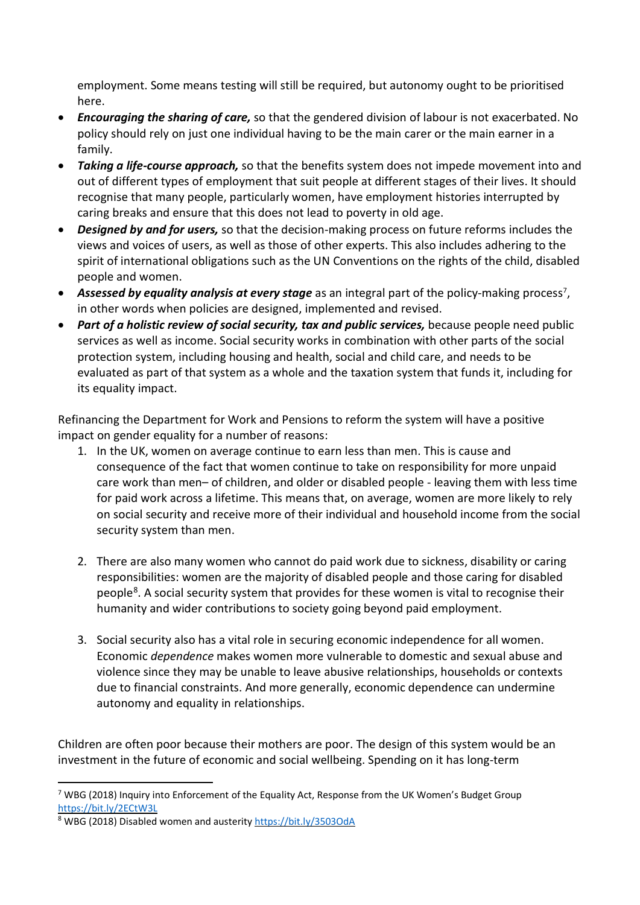employment. Some means testing will still be required, but autonomy ought to be prioritised here.

- ***Encouraging the sharing of care,*** so that the gendered division of labour is not exacerbated. No policy should rely on just one individual having to be the main carer or the main earner in a family.
- ***Taking a life-course approach,*** so that the benefits system does not impede movement into and out of different types of employment that suit people at different stages of their lives. It should recognise that many people, particularly women, have employment histories interrupted by caring breaks and ensure that this does not lead to poverty in old age.
- ***Designed by and for users,*** so that the decision-making process on future reforms includes the views and voices of users, as well as those of other experts. This also includes adhering to the spirit of international obligations such as the UN Conventions on the rights of the child, disabled people and women.
- ***Assessed by equality analysis at every stage*** as an integral part of the policy-making process[7], in other words when policies are designed, implemented and revised.
- ***Part of a holistic review of social security, tax and public services,*** because people need public services as well as income. Social security works in combination with other parts of the social protection system, including housing and health, social and child care, and needs to be evaluated as part of that system as a whole and the taxation system that funds it, including for its equality impact.

Refinancing the Department for Work and Pensions to reform the system will have a positive impact on gender equality for a number of reasons:

1. In the UK, women on average continue to earn less than men. This is cause and consequence of the fact that women continue to take on responsibility for more unpaid care work than men– of children, and older or disabled people - leaving them with less time for paid work across a lifetime. This means that, on average, women are more likely to rely on social security and receive more of their individual and household income from the social security system than men.

2. There are also many women who cannot do paid work due to sickness, disability or caring responsibilities: women are the majority of disabled people and those caring for disabled people[8]. A social security system that provides for these women is vital to recognise their humanity and wider contributions to society going beyond paid employment.

3. Social security also has a vital role in securing economic independence for all women. Economic *dependence* makes women more vulnerable to domestic and sexual abuse and violence since they may be unable to leave abusive relationships, households or contexts due to financial constraints. And more generally, economic dependence can undermine autonomy and equality in relationships.

Children are often poor because their mothers are poor. The design of this system would be an investment in the future of economic and social wellbeing. Spending on it has long-term

---

[7] WBG (2018) Inquiry into Enforcement of the Equality Act, Response from the UK Women's Budget Group https://bit.ly/2ECtW3L

[8] WBG (2018) Disabled women and austerity https://bit.ly/3503OdA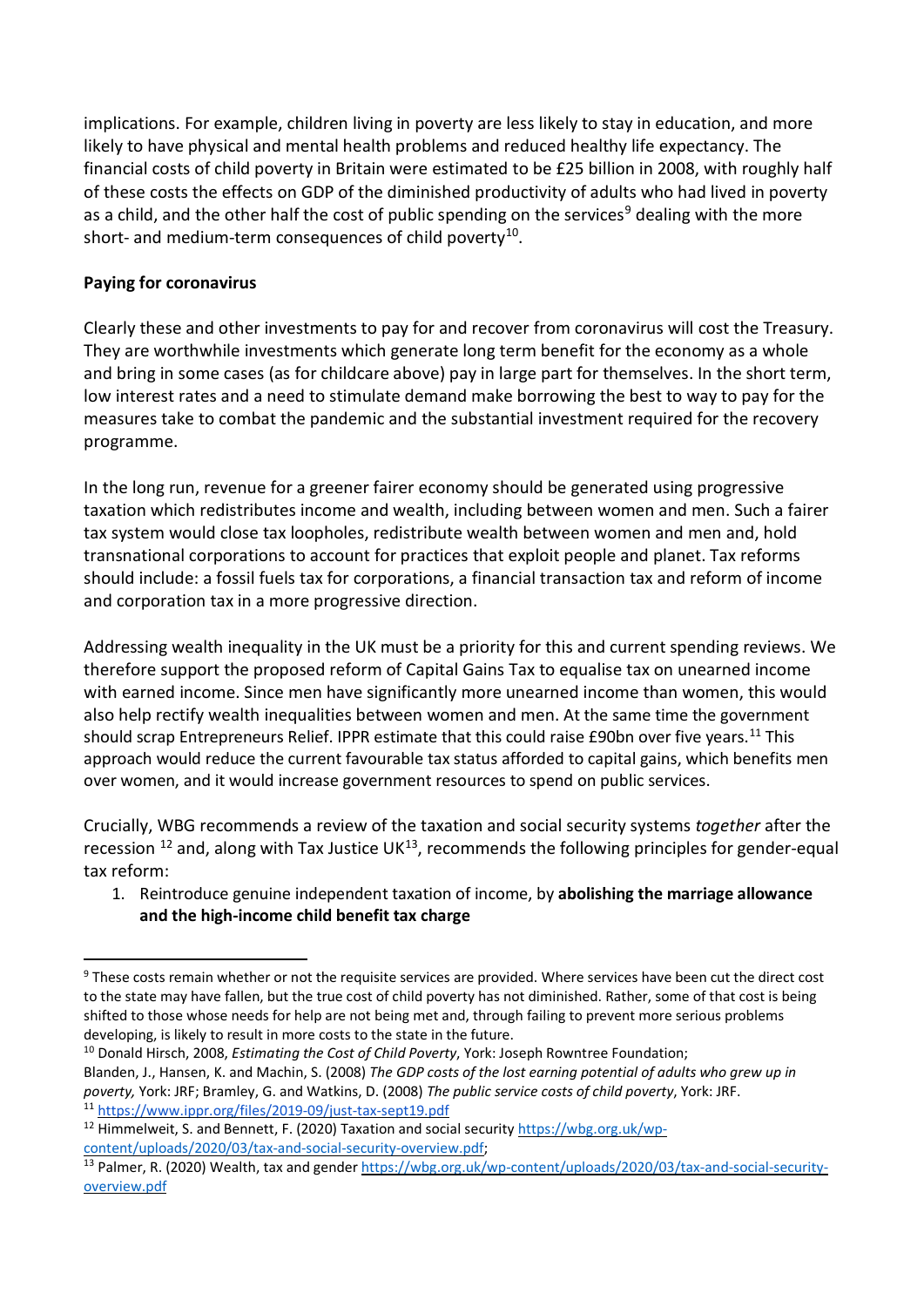implications. For example, children living in poverty are less likely to stay in education, and more likely to have physical and mental health problems and reduced healthy life expectancy. The financial costs of child poverty in Britain were estimated to be £25 billion in 2008, with roughly half of these costs the effects on GDP of the diminished productivity of adults who had lived in poverty as a child, and the other half the cost of public spending on the services[9] dealing with the more short- and medium-term consequences of child poverty[10].

**Paying for coronavirus**

Clearly these and other investments to pay for and recover from coronavirus will cost the Treasury. They are worthwhile investments which generate long term benefit for the economy as a whole and bring in some cases (as for childcare above) pay in large part for themselves. In the short term, low interest rates and a need to stimulate demand make borrowing the best to way to pay for the measures take to combat the pandemic and the substantial investment required for the recovery programme.

In the long run, revenue for a greener fairer economy should be generated using progressive taxation which redistributes income and wealth, including between women and men. Such a fairer tax system would close tax loopholes, redistribute wealth between women and men and, hold transnational corporations to account for practices that exploit people and planet. Tax reforms should include: a fossil fuels tax for corporations, a financial transaction tax and reform of income and corporation tax in a more progressive direction.

Addressing wealth inequality in the UK must be a priority for this and current spending reviews. We therefore support the proposed reform of Capital Gains Tax to equalise tax on unearned income with earned income. Since men have significantly more unearned income than women, this would also help rectify wealth inequalities between women and men. At the same time the government should scrap Entrepreneurs Relief. IPPR estimate that this could raise £90bn over five years.[11] This approach would reduce the current favourable tax status afforded to capital gains, which benefits men over women, and it would increase government resources to spend on public services.

Crucially, WBG recommends a review of the taxation and social security systems *together* after the recession [12] and, along with Tax Justice UK[13], recommends the following principles for gender-equal tax reform:

1. Reintroduce genuine independent taxation of income, by **abolishing the marriage allowance and the high-income child benefit tax charge**

---

[9] These costs remain whether or not the requisite services are provided. Where services have been cut the direct cost to the state may have fallen, but the true cost of child poverty has not diminished. Rather, some of that cost is being shifted to those whose needs for help are not being met and, through failing to prevent more serious problems developing, is likely to result in more costs to the state in the future.

[10] Donald Hirsch, 2008, *Estimating the Cost of Child Poverty*, York: Joseph Rowntree Foundation; Blanden, J., Hansen, K. and Machin, S. (2008) *The GDP costs of the lost earning potential of adults who grew up in poverty,* York: JRF; Bramley, G. and Watkins, D. (2008) *The public service costs of child poverty*, York: JRF.

[11] https://www.ippr.org/files/2019-09/just-tax-sept19.pdf

[12] Himmelweit, S. and Bennett, F. (2020) Taxation and social security https://wbg.org.uk/wp-content/uploads/2020/03/tax-and-social-security-overview.pdf;

[13] Palmer, R. (2020) Wealth, tax and gender https://wbg.org.uk/wp-content/uploads/2020/03/tax-and-social-security-overview.pdf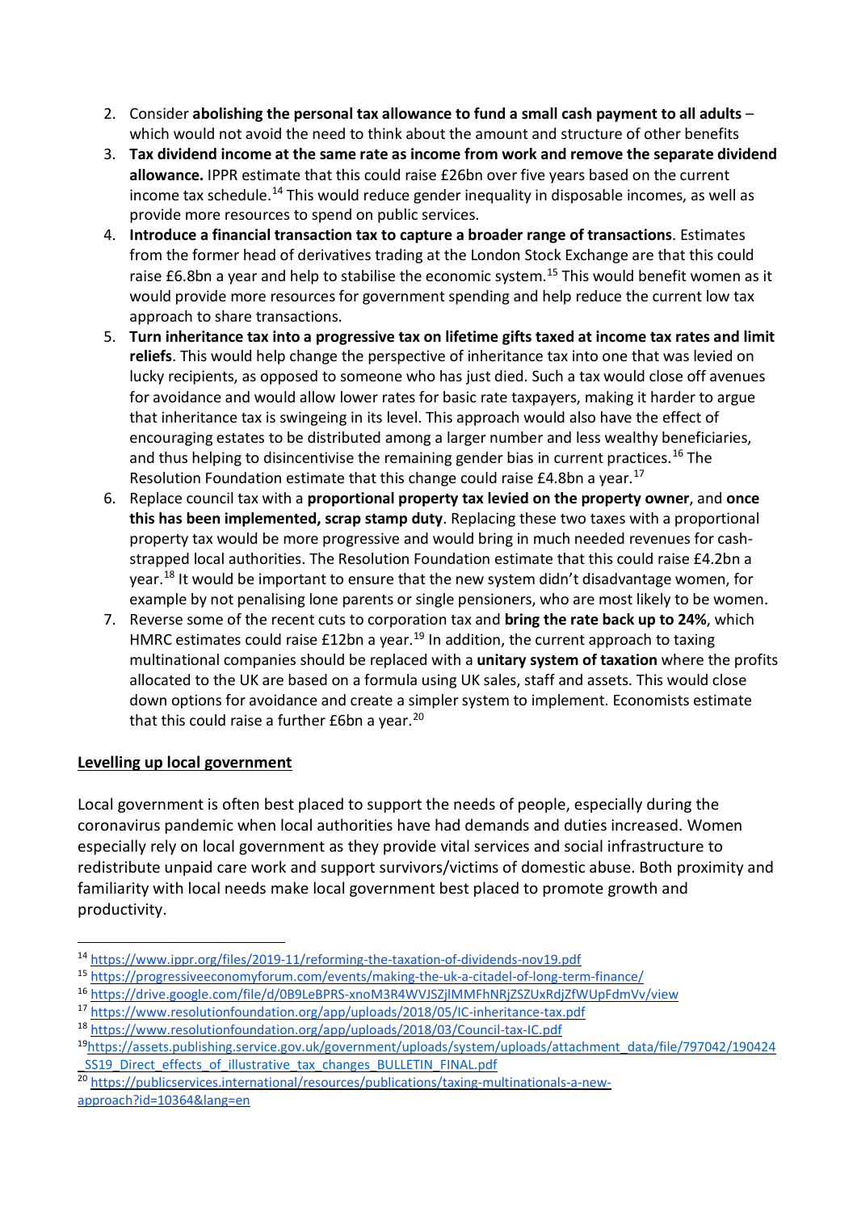2. Consider **abolishing the personal tax allowance to fund a small cash payment to all adults** – which would not avoid the need to think about the amount and structure of other benefits
3. **Tax dividend income at the same rate as income from work and remove the separate dividend allowance.** IPPR estimate that this could raise £26bn over five years based on the current income tax schedule.[14] This would reduce gender inequality in disposable incomes, as well as provide more resources to spend on public services.
4. **Introduce a financial transaction tax to capture a broader range of transactions**. Estimates from the former head of derivatives trading at the London Stock Exchange are that this could raise £6.8bn a year and help to stabilise the economic system.[15] This would benefit women as it would provide more resources for government spending and help reduce the current low tax approach to share transactions.
5. **Turn inheritance tax into a progressive tax on lifetime gifts taxed at income tax rates and limit reliefs**. This would help change the perspective of inheritance tax into one that was levied on lucky recipients, as opposed to someone who has just died. Such a tax would close off avenues for avoidance and would allow lower rates for basic rate taxpayers, making it harder to argue that inheritance tax is swingeing in its level. This approach would also have the effect of encouraging estates to be distributed among a larger number and less wealthy beneficiaries, and thus helping to disincentivise the remaining gender bias in current practices.[16] The Resolution Foundation estimate that this change could raise £4.8bn a year.[17]
6. Replace council tax with a **proportional property tax levied on the property owner**, and **once this has been implemented, scrap stamp duty**. Replacing these two taxes with a proportional property tax would be more progressive and would bring in much needed revenues for cash-strapped local authorities. The Resolution Foundation estimate that this could raise £4.2bn a year.[18] It would be important to ensure that the new system didn't disadvantage women, for example by not penalising lone parents or single pensioners, who are most likely to be women.
7. Reverse some of the recent cuts to corporation tax and **bring the rate back up to 24%**, which HMRC estimates could raise £12bn a year.[19] In addition, the current approach to taxing multinational companies should be replaced with a **unitary system of taxation** where the profits allocated to the UK are based on a formula using UK sales, staff and assets. This would close down options for avoidance and create a simpler system to implement. Economists estimate that this could raise a further £6bn a year.[20]

## Levelling up local government

Local government is often best placed to support the needs of people, especially during the coronavirus pandemic when local authorities have had demands and duties increased. Women especially rely on local government as they provide vital services and social infrastructure to redistribute unpaid care work and support survivors/victims of domestic abuse. Both proximity and familiarity with local needs make local government best placed to promote growth and productivity.

---

[14] https://www.ippr.org/files/2019-11/reforming-the-taxation-of-dividends-nov19.pdf

[15] https://progressiveeconomyforum.com/events/making-the-uk-a-citadel-of-long-term-finance/

[16] https://drive.google.com/file/d/0B9LeBPRS-xnoM3R4WVJSZjlMMFhNRjZSZUxRdjZfWUpFdmVv/view

[17] https://www.resolutionfoundation.org/app/uploads/2018/05/IC-inheritance-tax.pdf

[18] https://www.resolutionfoundation.org/app/uploads/2018/03/Council-tax-IC.pdf

[19] https://assets.publishing.service.gov.uk/government/uploads/system/uploads/attachment_data/file/797042/190424_SS19_Direct_effects_of_illustrative_tax_changes_BULLETIN_FINAL.pdf

[20] https://publicservices.international/resources/publications/taxing-multinationals-a-new-approach?id=10364&lang=en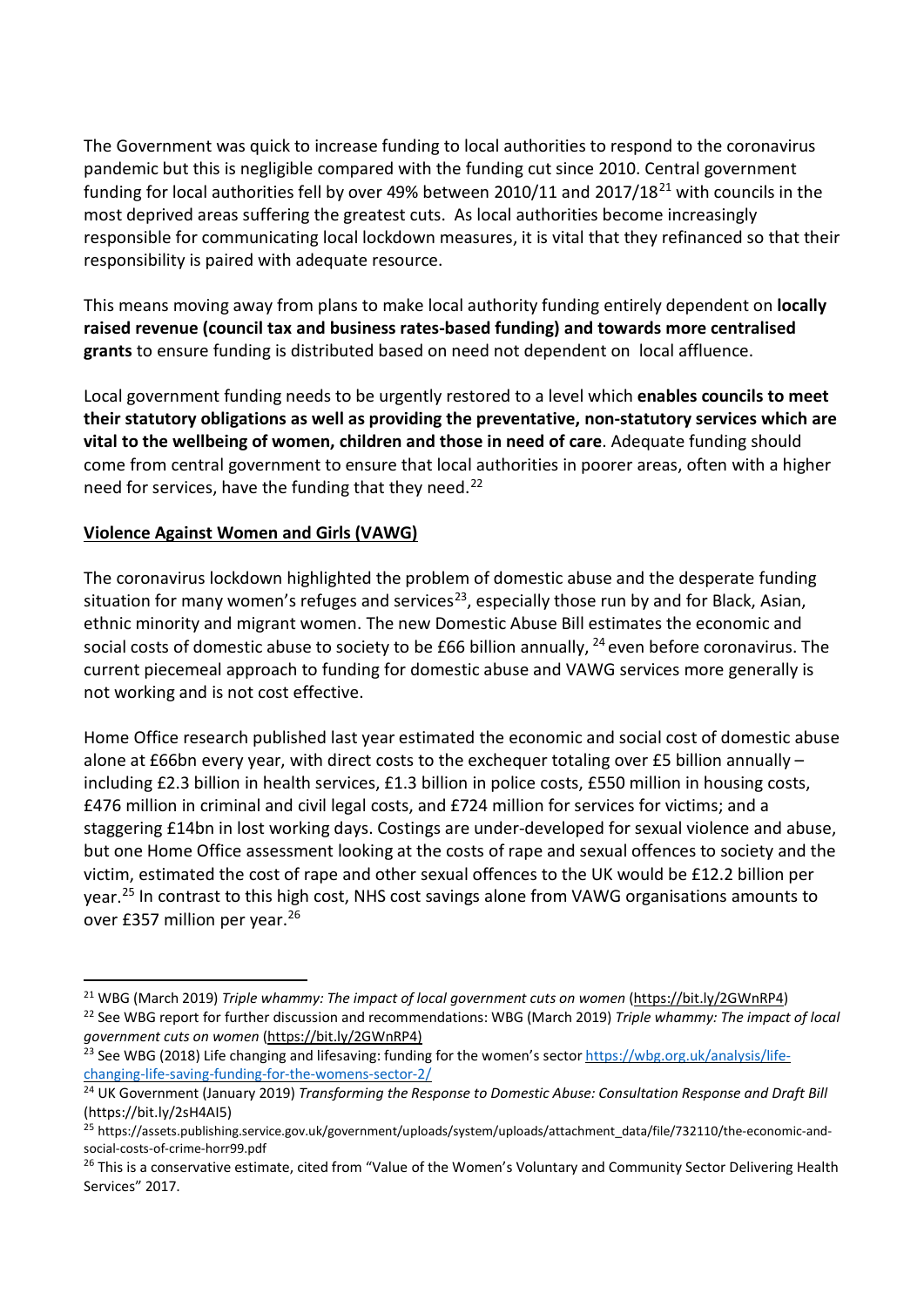The Government was quick to increase funding to local authorities to respond to the coronavirus pandemic but this is negligible compared with the funding cut since 2010. Central government funding for local authorities fell by over 49% between 2010/11 and 2017/18[21] with councils in the most deprived areas suffering the greatest cuts. As local authorities become increasingly responsible for communicating local lockdown measures, it is vital that they refinanced so that their responsibility is paired with adequate resource.

This means moving away from plans to make local authority funding entirely dependent on **locally raised revenue (council tax and business rates-based funding) and towards more centralised grants** to ensure funding is distributed based on need not dependent on local affluence.

Local government funding needs to be urgently restored to a level which **enables councils to meet their statutory obligations as well as providing the preventative, non-statutory services which are vital to the wellbeing of women, children and those in need of care**. Adequate funding should come from central government to ensure that local authorities in poorer areas, often with a higher need for services, have the funding that they need.[22]

## Violence Against Women and Girls (VAWG)

The coronavirus lockdown highlighted the problem of domestic abuse and the desperate funding situation for many women's refuges and services[23], especially those run by and for Black, Asian, ethnic minority and migrant women. The new Domestic Abuse Bill estimates the economic and social costs of domestic abuse to society to be £66 billion annually, [24] even before coronavirus. The current piecemeal approach to funding for domestic abuse and VAWG services more generally is not working and is not cost effective.

Home Office research published last year estimated the economic and social cost of domestic abuse alone at £66bn every year, with direct costs to the exchequer totaling over £5 billion annually – including £2.3 billion in health services, £1.3 billion in police costs, £550 million in housing costs, £476 million in criminal and civil legal costs, and £724 million for services for victims; and a staggering £14bn in lost working days. Costings are under-developed for sexual violence and abuse, but one Home Office assessment looking at the costs of rape and sexual offences to society and the victim, estimated the cost of rape and other sexual offences to the UK would be £12.2 billion per year.[25] In contrast to this high cost, NHS cost savings alone from VAWG organisations amounts to over £357 million per year.[26]

---

[21] WBG (March 2019) *Triple whammy: The impact of local government cuts on women* (https://bit.ly/2GWnRP4)

[22] See WBG report for further discussion and recommendations: WBG (March 2019) *Triple whammy: The impact of local government cuts on women* (https://bit.ly/2GWnRP4)

[23] See WBG (2018) Life changing and lifesaving: funding for the women's sector https://wbg.org.uk/analysis/life-changing-life-saving-funding-for-the-womens-sector-2/

[24] UK Government (January 2019) *Transforming the Response to Domestic Abuse: Consultation Response and Draft Bill* (https://bit.ly/2sH4AI5)

[25] https://assets.publishing.service.gov.uk/government/uploads/system/uploads/attachment_data/file/732110/the-economic-and-social-costs-of-crime-horr99.pdf

[26] This is a conservative estimate, cited from "Value of the Women's Voluntary and Community Sector Delivering Health Services" 2017.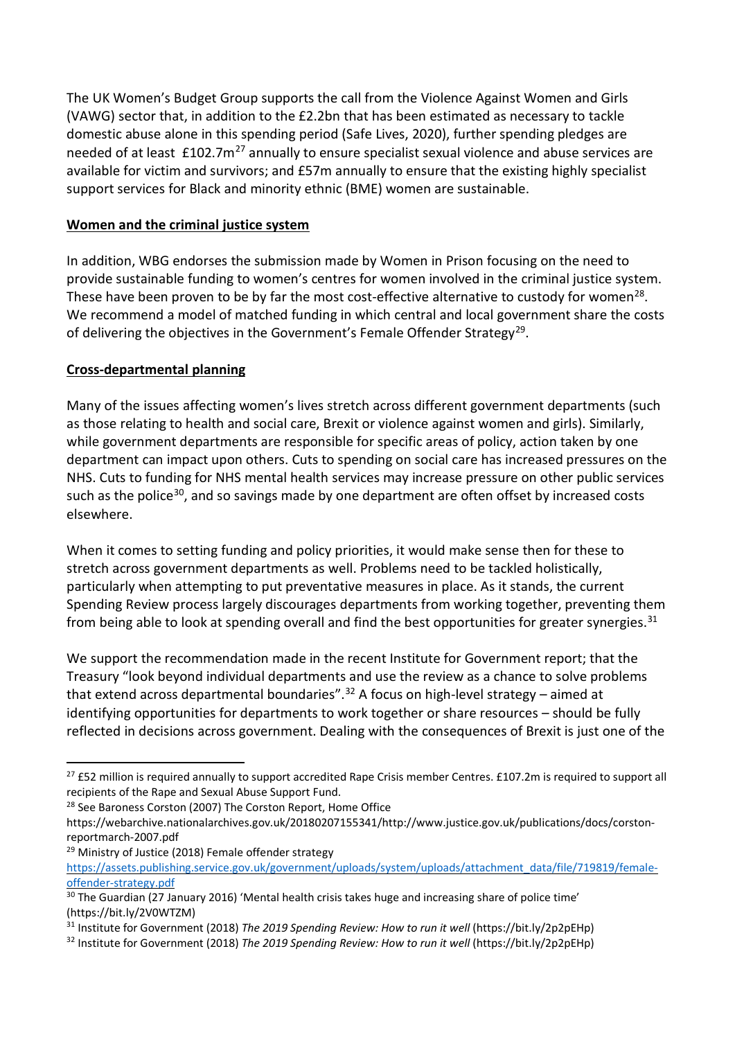The UK Women's Budget Group supports the call from the Violence Against Women and Girls (VAWG) sector that, in addition to the £2.2bn that has been estimated as necessary to tackle domestic abuse alone in this spending period (Safe Lives, 2020), further spending pledges are needed of at least £102.7m[27] annually to ensure specialist sexual violence and abuse services are available for victim and survivors; and £57m annually to ensure that the existing highly specialist support services for Black and minority ethnic (BME) women are sustainable.

**Women and the criminal justice system**

In addition, WBG endorses the submission made by Women in Prison focusing on the need to provide sustainable funding to women's centres for women involved in the criminal justice system. These have been proven to be by far the most cost-effective alternative to custody for women[28]. We recommend a model of matched funding in which central and local government share the costs of delivering the objectives in the Government's Female Offender Strategy[29].

**Cross-departmental planning**

Many of the issues affecting women's lives stretch across different government departments (such as those relating to health and social care, Brexit or violence against women and girls). Similarly, while government departments are responsible for specific areas of policy, action taken by one department can impact upon others. Cuts to spending on social care has increased pressures on the NHS. Cuts to funding for NHS mental health services may increase pressure on other public services such as the police[30], and so savings made by one department are often offset by increased costs elsewhere.

When it comes to setting funding and policy priorities, it would make sense then for these to stretch across government departments as well. Problems need to be tackled holistically, particularly when attempting to put preventative measures in place. As it stands, the current Spending Review process largely discourages departments from working together, preventing them from being able to look at spending overall and find the best opportunities for greater synergies.[31]

We support the recommendation made in the recent Institute for Government report; that the Treasury "look beyond individual departments and use the review as a chance to solve problems that extend across departmental boundaries".[32] A focus on high-level strategy – aimed at identifying opportunities for departments to work together or share resources – should be fully reflected in decisions across government. Dealing with the consequences of Brexit is just one of the

---

[27] £52 million is required annually to support accredited Rape Crisis member Centres. £107.2m is required to support all recipients of the Rape and Sexual Abuse Support Fund.

[28] See Baroness Corston (2007) The Corston Report, Home Office https://webarchive.nationalarchives.gov.uk/20180207155341/http://www.justice.gov.uk/publications/docs/corston-reportmarch-2007.pdf

[29] Ministry of Justice (2018) Female offender strategy https://assets.publishing.service.gov.uk/government/uploads/system/uploads/attachment_data/file/719819/female-offender-strategy.pdf

[30] The Guardian (27 January 2016) 'Mental health crisis takes huge and increasing share of police time' (https://bit.ly/2V0WTZM)

[31] Institute for Government (2018) *The 2019 Spending Review: How to run it well* (https://bit.ly/2p2pEHp)

[32] Institute for Government (2018) *The 2019 Spending Review: How to run it well* (https://bit.ly/2p2pEHp)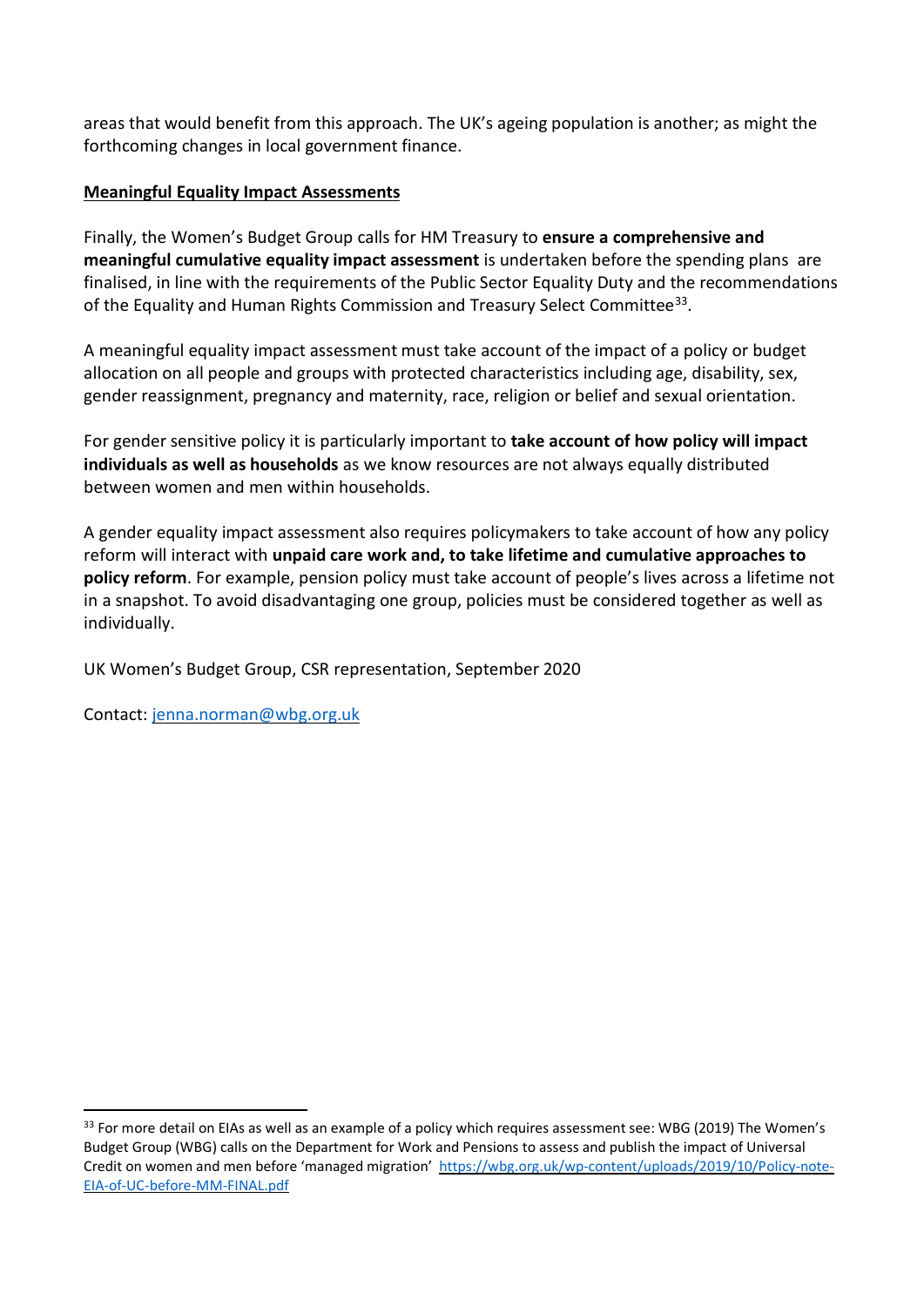areas that would benefit from this approach. The UK's ageing population is another; as might the forthcoming changes in local government finance.

**Meaningful Equality Impact Assessments**

Finally, the Women's Budget Group calls for HM Treasury to **ensure a comprehensive and meaningful cumulative equality impact assessment** is undertaken before the spending plans are finalised, in line with the requirements of the Public Sector Equality Duty and the recommendations of the Equality and Human Rights Commission and Treasury Select Committee[33].

A meaningful equality impact assessment must take account of the impact of a policy or budget allocation on all people and groups with protected characteristics including age, disability, sex, gender reassignment, pregnancy and maternity, race, religion or belief and sexual orientation.

For gender sensitive policy it is particularly important to **take account of how policy will impact individuals as well as households** as we know resources are not always equally distributed between women and men within households.

A gender equality impact assessment also requires policymakers to take account of how any policy reform will interact with **unpaid care work and, to take lifetime and cumulative approaches to policy reform**. For example, pension policy must take account of people's lives across a lifetime not in a snapshot. To avoid disadvantaging one group, policies must be considered together as well as individually.

UK Women's Budget Group, CSR representation, September 2020

Contact: jenna.norman@wbg.org.uk

---

[33] For more detail on EIAs as well as an example of a policy which requires assessment see: WBG (2019) The Women's Budget Group (WBG) calls on the Department for Work and Pensions to assess and publish the impact of Universal Credit on women and men before 'managed migration' https://wbg.org.uk/wp-content/uploads/2019/10/Policy-note-EIA-of-UC-before-MM-FINAL.pdf